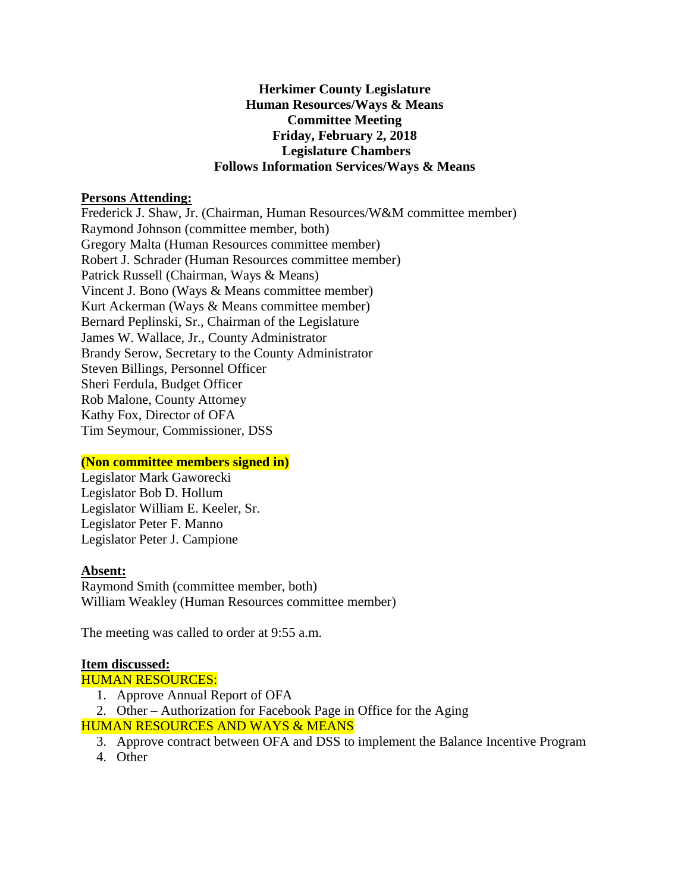**Herkimer County Legislature**
**Human Resources/Ways & Means**
**Committee Meeting**
**Friday, February 2, 2018**
**Legislature Chambers**
**Follows Information Services/Ways & Means**

**Persons Attending:**

Frederick J. Shaw, Jr. (Chairman, Human Resources/W&M committee member)
Raymond Johnson (committee member, both)
Gregory Malta (Human Resources committee member)
Robert J. Schrader (Human Resources committee member)
Patrick Russell (Chairman, Ways & Means)
Vincent J. Bono (Ways & Means committee member)
Kurt Ackerman (Ways & Means committee member)
Bernard Peplinski, Sr., Chairman of the Legislature
James W. Wallace, Jr., County Administrator
Brandy Serow, Secretary to the County Administrator
Steven Billings, Personnel Officer
Sheri Ferdula, Budget Officer
Rob Malone, County Attorney
Kathy Fox, Director of OFA
Tim Seymour, Commissioner, DSS

**(Non committee members signed in)**

Legislator Mark Gaworecki
Legislator Bob D. Hollum
Legislator William E. Keeler, Sr.
Legislator Peter F. Manno
Legislator Peter J. Campione

**Absent:**

Raymond Smith (committee member, both)
William Weakley (Human Resources committee member)

The meeting was called to order at 9:55 a.m.

**Item discussed:**

HUMAN RESOURCES:

1. Approve Annual Report of OFA
2. Other – Authorization for Facebook Page in Office for the Aging

HUMAN RESOURCES AND WAYS & MEANS

3. Approve contract between OFA and DSS to implement the Balance Incentive Program
4. Other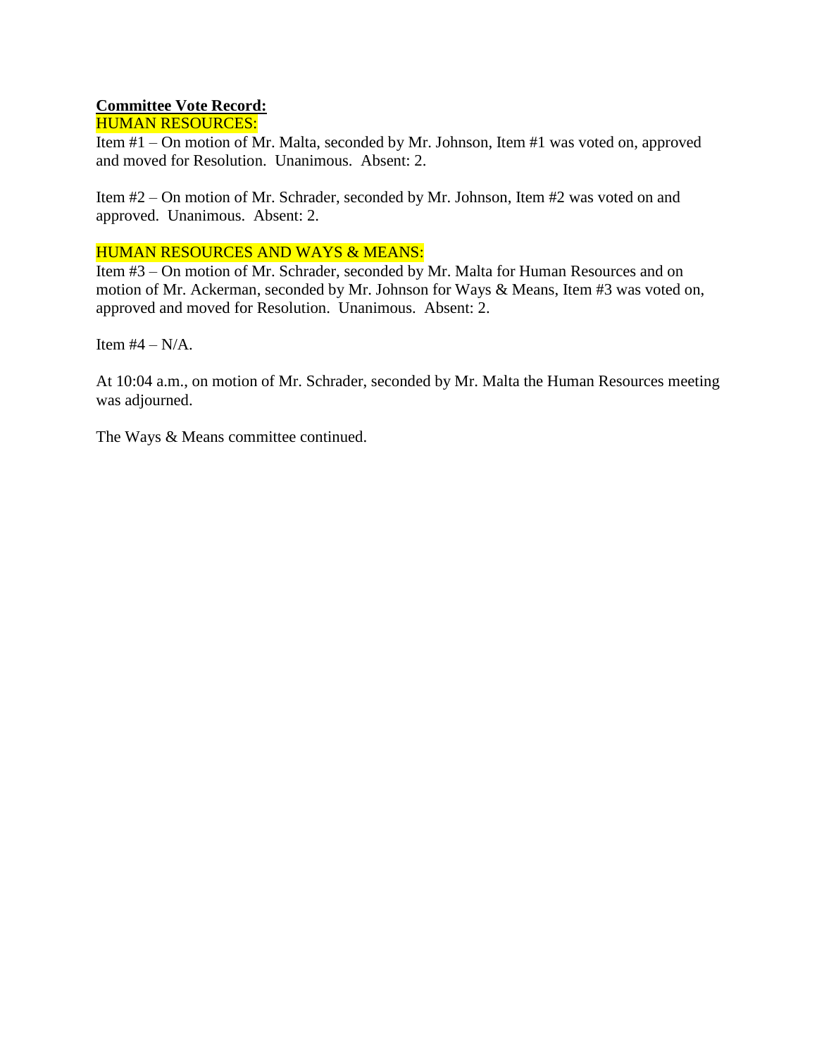**Committee Vote Record:**

HUMAN RESOURCES:

Item #1 – On motion of Mr. Malta, seconded by Mr. Johnson, Item #1 was voted on, approved and moved for Resolution. Unanimous. Absent: 2.

Item #2 – On motion of Mr. Schrader, seconded by Mr. Johnson, Item #2 was voted on and approved. Unanimous. Absent: 2.

HUMAN RESOURCES AND WAYS & MEANS:

Item #3 – On motion of Mr. Schrader, seconded by Mr. Malta for Human Resources and on motion of Mr. Ackerman, seconded by Mr. Johnson for Ways & Means, Item #3 was voted on, approved and moved for Resolution. Unanimous. Absent: 2.

Item #4 – N/A.

At 10:04 a.m., on motion of Mr. Schrader, seconded by Mr. Malta the Human Resources meeting was adjourned.

The Ways & Means committee continued.